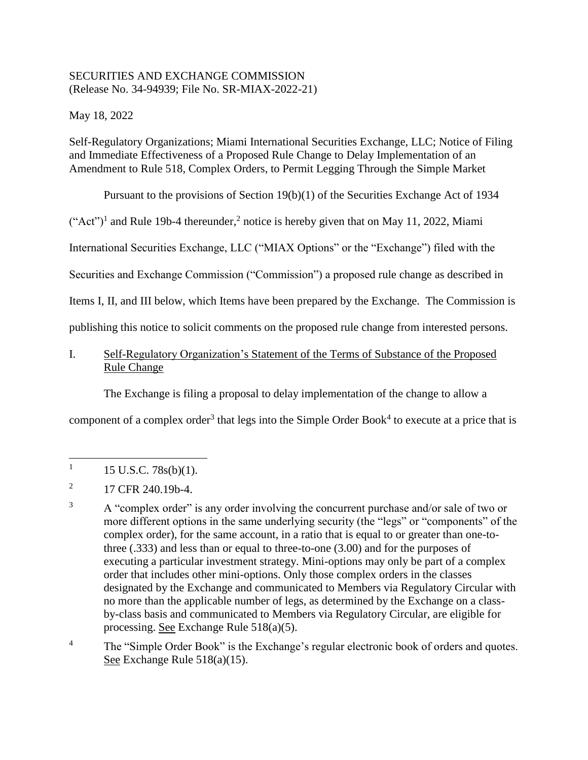SECURITIES AND EXCHANGE COMMISSION
(Release No. 34-94939; File No. SR-MIAX-2022-21)

May 18, 2022

Self-Regulatory Organizations; Miami International Securities Exchange, LLC; Notice of Filing and Immediate Effectiveness of a Proposed Rule Change to Delay Implementation of an Amendment to Rule 518, Complex Orders, to Permit Legging Through the Simple Market

Pursuant to the provisions of Section 19(b)(1) of the Securities Exchange Act of 1934 ("Act")[1] and Rule 19b-4 thereunder,[2] notice is hereby given that on May 11, 2022, Miami International Securities Exchange, LLC ("MIAX Options" or the "Exchange") filed with the Securities and Exchange Commission ("Commission") a proposed rule change as described in Items I, II, and III below, which Items have been prepared by the Exchange. The Commission is publishing this notice to solicit comments on the proposed rule change from interested persons.

## I. Self-Regulatory Organization's Statement of the Terms of Substance of the Proposed Rule Change

The Exchange is filing a proposal to delay implementation of the change to allow a component of a complex order[3] that legs into the Simple Order Book[4] to execute at a price that is

---

[1] 15 U.S.C. 78s(b)(1).

[2] 17 CFR 240.19b-4.

[3] A "complex order" is any order involving the concurrent purchase and/or sale of two or more different options in the same underlying security (the "legs" or "components" of the complex order), for the same account, in a ratio that is equal to or greater than one-to-three (.333) and less than or equal to three-to-one (3.00) and for the purposes of executing a particular investment strategy. Mini-options may only be part of a complex order that includes other mini-options. Only those complex orders in the classes designated by the Exchange and communicated to Members via Regulatory Circular with no more than the applicable number of legs, as determined by the Exchange on a class-by-class basis and communicated to Members via Regulatory Circular, are eligible for processing. See Exchange Rule 518(a)(5).

[4] The "Simple Order Book" is the Exchange's regular electronic book of orders and quotes. See Exchange Rule 518(a)(15).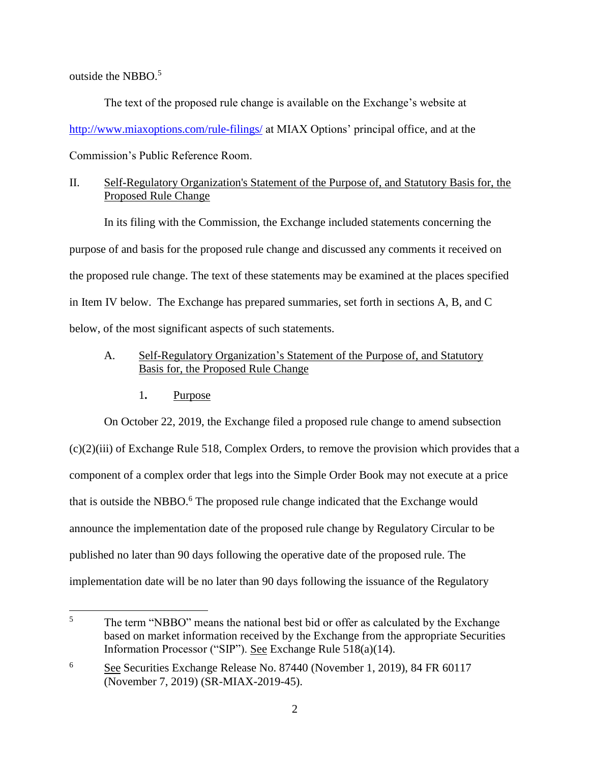outside the NBBO.[5]

The text of the proposed rule change is available on the Exchange's website at http://www.miaxoptions.com/rule-filings/ at MIAX Options' principal office, and at the Commission's Public Reference Room.

## II. Self-Regulatory Organization's Statement of the Purpose of, and Statutory Basis for, the Proposed Rule Change

In its filing with the Commission, the Exchange included statements concerning the purpose of and basis for the proposed rule change and discussed any comments it received on the proposed rule change. The text of these statements may be examined at the places specified in Item IV below. The Exchange has prepared summaries, set forth in sections A, B, and C below, of the most significant aspects of such statements.

### A. Self-Regulatory Organization's Statement of the Purpose of, and Statutory Basis for, the Proposed Rule Change

#### 1. Purpose

On October 22, 2019, the Exchange filed a proposed rule change to amend subsection (c)(2)(iii) of Exchange Rule 518, Complex Orders, to remove the provision which provides that a component of a complex order that legs into the Simple Order Book may not execute at a price that is outside the NBBO.[6] The proposed rule change indicated that the Exchange would announce the implementation date of the proposed rule change by Regulatory Circular to be published no later than 90 days following the operative date of the proposed rule. The implementation date will be no later than 90 days following the issuance of the Regulatory

---

[5] The term "NBBO" means the national best bid or offer as calculated by the Exchange based on market information received by the Exchange from the appropriate Securities Information Processor ("SIP"). See Exchange Rule 518(a)(14).

[6] See Securities Exchange Release No. 87440 (November 1, 2019), 84 FR 60117 (November 7, 2019) (SR-MIAX-2019-45).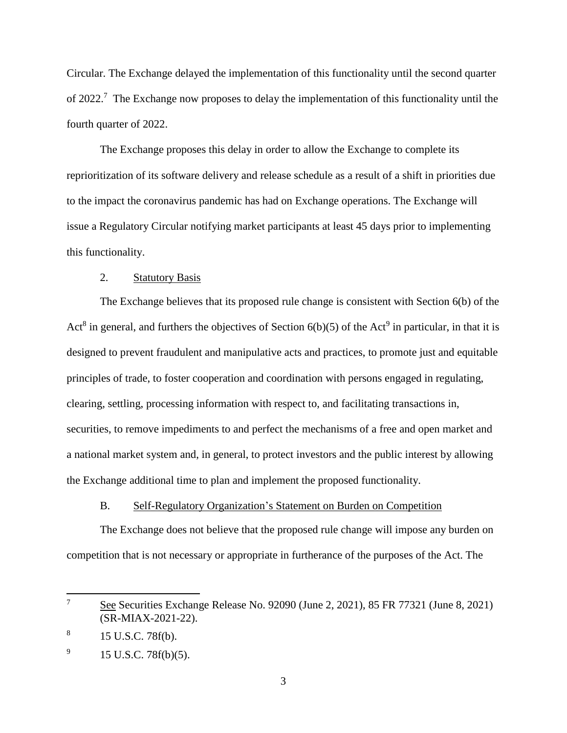Circular. The Exchange delayed the implementation of this functionality until the second quarter of 2022.[7] The Exchange now proposes to delay the implementation of this functionality until the fourth quarter of 2022.

The Exchange proposes this delay in order to allow the Exchange to complete its reprioritization of its software delivery and release schedule as a result of a shift in priorities due to the impact the coronavirus pandemic has had on Exchange operations. The Exchange will issue a Regulatory Circular notifying market participants at least 45 days prior to implementing this functionality.

2. Statutory Basis

The Exchange believes that its proposed rule change is consistent with Section 6(b) of the Act[8] in general, and furthers the objectives of Section 6(b)(5) of the Act[9] in particular, in that it is designed to prevent fraudulent and manipulative acts and practices, to promote just and equitable principles of trade, to foster cooperation and coordination with persons engaged in regulating, clearing, settling, processing information with respect to, and facilitating transactions in, securities, to remove impediments to and perfect the mechanisms of a free and open market and a national market system and, in general, to protect investors and the public interest by allowing the Exchange additional time to plan and implement the proposed functionality.

B. Self-Regulatory Organization's Statement on Burden on Competition

The Exchange does not believe that the proposed rule change will impose any burden on competition that is not necessary or appropriate in furtherance of the purposes of the Act. The

---

[7] See Securities Exchange Release No. 92090 (June 2, 2021), 85 FR 77321 (June 8, 2021) (SR-MIAX-2021-22).

[8] 15 U.S.C. 78f(b).

[9] 15 U.S.C. 78f(b)(5).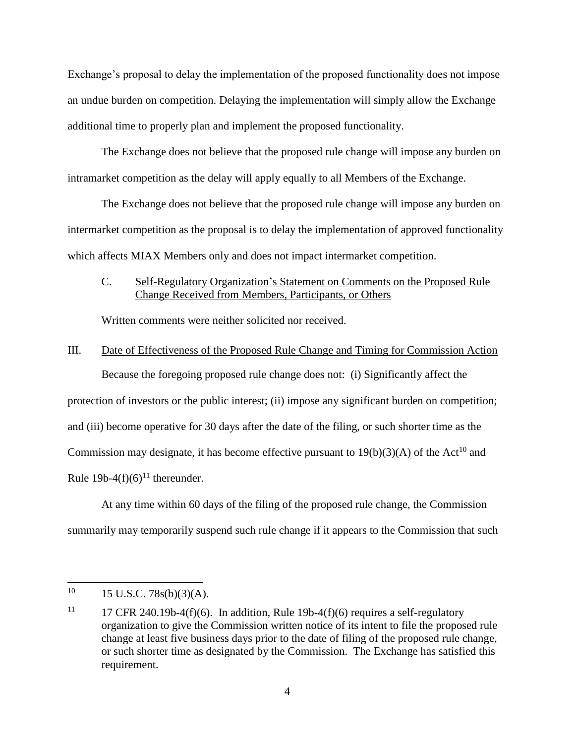Exchange's proposal to delay the implementation of the proposed functionality does not impose an undue burden on competition. Delaying the implementation will simply allow the Exchange additional time to properly plan and implement the proposed functionality.

The Exchange does not believe that the proposed rule change will impose any burden on intramarket competition as the delay will apply equally to all Members of the Exchange.

The Exchange does not believe that the proposed rule change will impose any burden on intermarket competition as the proposal is to delay the implementation of approved functionality which affects MIAX Members only and does not impact intermarket competition.

C. Self-Regulatory Organization's Statement on Comments on the Proposed Rule Change Received from Members, Participants, or Others

Written comments were neither solicited nor received.

III. Date of Effectiveness of the Proposed Rule Change and Timing for Commission Action

Because the foregoing proposed rule change does not: (i) Significantly affect the protection of investors or the public interest; (ii) impose any significant burden on competition; and (iii) become operative for 30 days after the date of the filing, or such shorter time as the Commission may designate, it has become effective pursuant to 19(b)(3)(A) of the Act[10] and Rule 19b-4(f)(6)[11] thereunder.

At any time within 60 days of the filing of the proposed rule change, the Commission summarily may temporarily suspend such rule change if it appears to the Commission that such

---

[10] 15 U.S.C. 78s(b)(3)(A).

[11] 17 CFR 240.19b-4(f)(6). In addition, Rule 19b-4(f)(6) requires a self-regulatory organization to give the Commission written notice of its intent to file the proposed rule change at least five business days prior to the date of filing of the proposed rule change, or such shorter time as designated by the Commission. The Exchange has satisfied this requirement.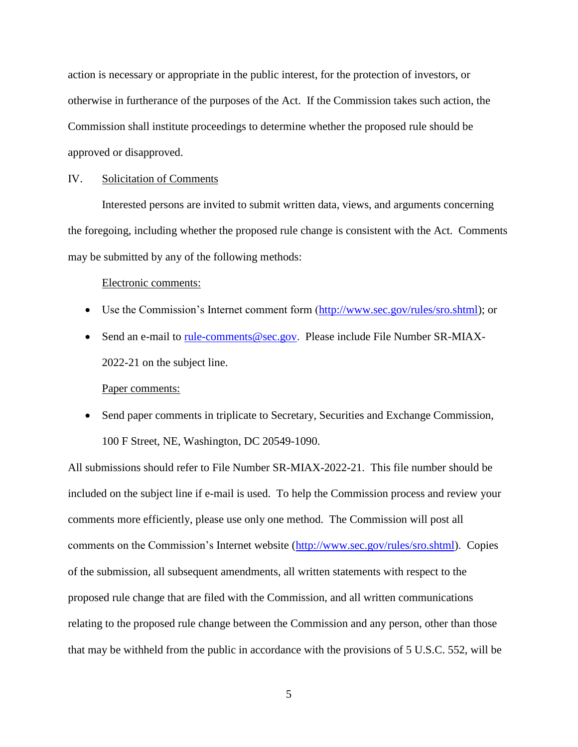action is necessary or appropriate in the public interest, for the protection of investors, or otherwise in furtherance of the purposes of the Act. If the Commission takes such action, the Commission shall institute proceedings to determine whether the proposed rule should be approved or disapproved.

## IV. Solicitation of Comments

Interested persons are invited to submit written data, views, and arguments concerning the foregoing, including whether the proposed rule change is consistent with the Act. Comments may be submitted by any of the following methods:

Electronic comments:

- Use the Commission's Internet comment form (http://www.sec.gov/rules/sro.shtml); or
- Send an e-mail to rule-comments@sec.gov. Please include File Number SR-MIAX-2022-21 on the subject line.

Paper comments:

- Send paper comments in triplicate to Secretary, Securities and Exchange Commission, 100 F Street, NE, Washington, DC 20549-1090.

All submissions should refer to File Number SR-MIAX-2022-21. This file number should be included on the subject line if e-mail is used. To help the Commission process and review your comments more efficiently, please use only one method. The Commission will post all comments on the Commission's Internet website (http://www.sec.gov/rules/sro.shtml). Copies of the submission, all subsequent amendments, all written statements with respect to the proposed rule change that are filed with the Commission, and all written communications relating to the proposed rule change between the Commission and any person, other than those that may be withheld from the public in accordance with the provisions of 5 U.S.C. 552, will be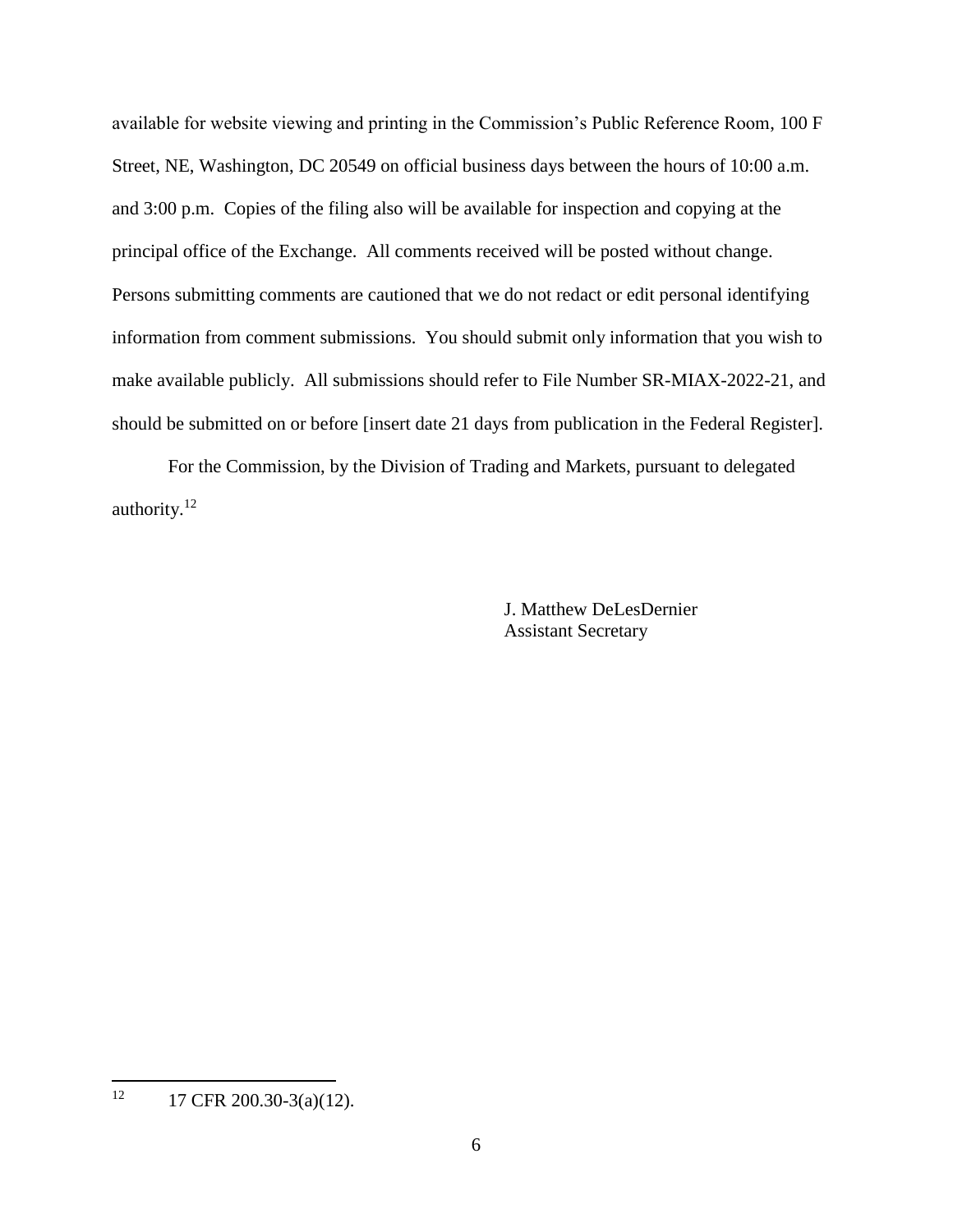available for website viewing and printing in the Commission's Public Reference Room, 100 F Street, NE, Washington, DC 20549 on official business days between the hours of 10:00 a.m. and 3:00 p.m. Copies of the filing also will be available for inspection and copying at the principal office of the Exchange. All comments received will be posted without change. Persons submitting comments are cautioned that we do not redact or edit personal identifying information from comment submissions. You should submit only information that you wish to make available publicly. All submissions should refer to File Number SR-MIAX-2022-21, and should be submitted on or before [insert date 21 days from publication in the Federal Register].

For the Commission, by the Division of Trading and Markets, pursuant to delegated authority.[12]

J. Matthew DeLesDernier
Assistant Secretary

---

[12] 17 CFR 200.30-3(a)(12).